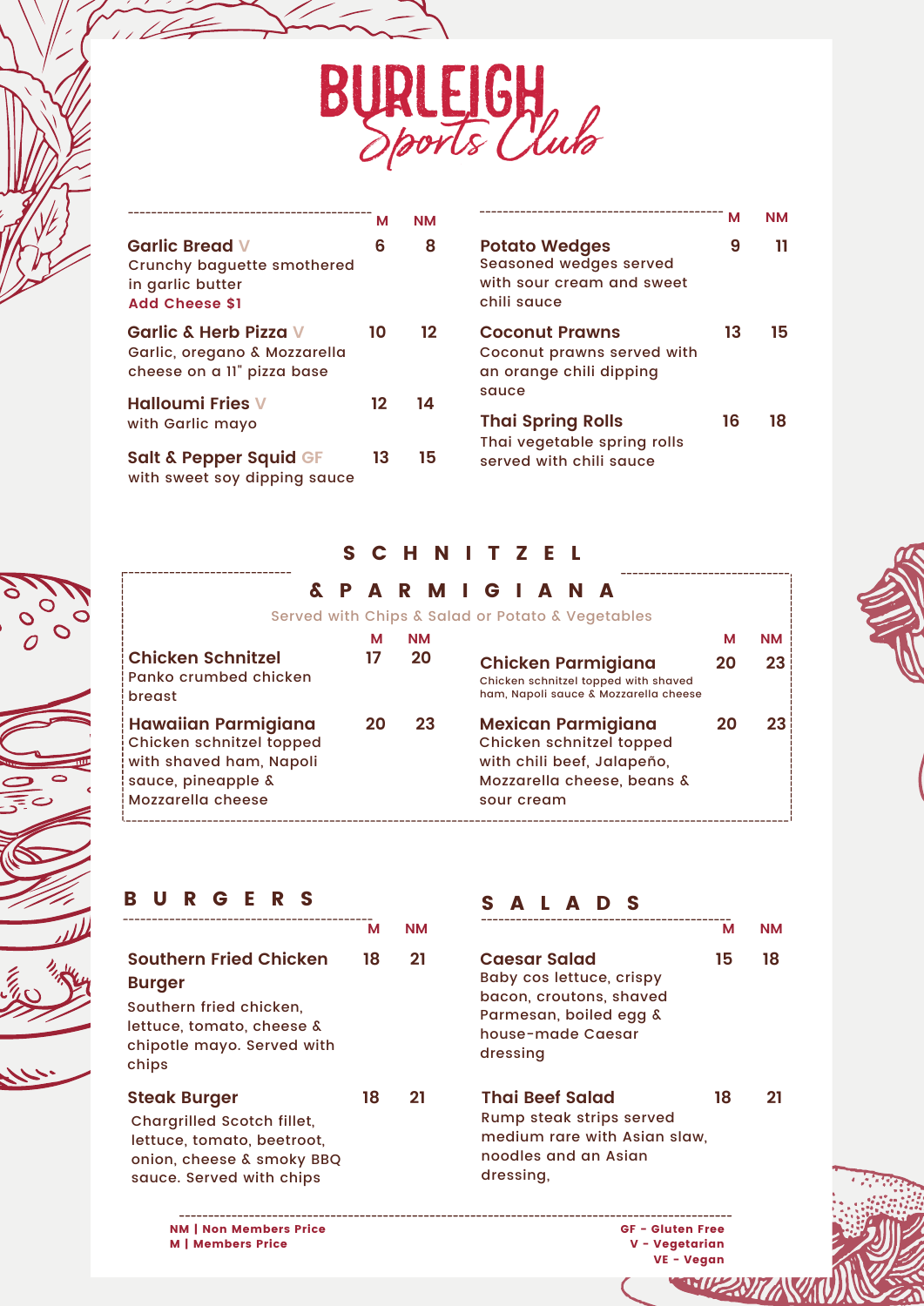# BURLEIGH Sports Club

| | M | NM |
|---|---|---|
| **Garlic Bread** V<br>Crunchy baguette smothered in garlic butter<br>**Add Cheese $1** | 6 | 8 |
| **Garlic & Herb Pizza** V<br>Garlic, oregano & Mozzarella cheese on a 11" pizza base | 10 | 12 |
| **Halloumi Fries** V<br>with Garlic mayo | 12 | 14 |
| **Salt & Pepper Squid** GF<br>with sweet soy dipping sauce | 13 | 15 |
| **Potato Wedges**<br>Seasoned wedges served with sour cream and sweet chili sauce | 9 | 11 |
| **Coconut Prawns**<br>Coconut prawns served with an orange chili dipping sauce | 13 | 15 |
| **Thai Spring Rolls**<br>Thai vegetable spring rolls served with chili sauce | 16 | 18 |

## SCHNITZEL & PARMIGIANA

Served with Chips & Salad or Potato & Vegetables

| | M | NM |
|---|---|---|
| **Chicken Schnitzel**<br>Panko crumbed chicken breast | 17 | 20 |
| **Hawaiian Parmigiana**<br>Chicken schnitzel topped with shaved ham, Napoli sauce, pineapple & Mozzarella cheese | 20 | 23 |
| **Chicken Parmigiana**<br>Chicken schnitzel topped with shaved ham, Napoli sauce & Mozzarella cheese | 20 | 23 |
| **Mexican Parmigiana**<br>Chicken schnitzel topped with chili beef, Jalapeño, Mozzarella cheese, beans & sour cream | 20 | 23 |

## BURGERS

| | M | NM |
|---|---|---|
| **Southern Fried Chicken Burger**<br>Southern fried chicken, lettuce, tomato, cheese & chipotle mayo. Served with chips | 18 | 21 |
| **Steak Burger**<br>Chargrilled Scotch fillet, lettuce, tomato, beetroot, onion, cheese & smoky BBQ sauce. Served with chips | 18 | 21 |

## SALADS

| | M | NM |
|---|---|---|
| **Caesar Salad**<br>Baby cos lettuce, crispy bacon, croutons, shaved Parmesan, boiled egg & house-made Caesar dressing | 15 | 18 |
| **Thai Beef Salad**<br>Rump steak strips served medium rare with Asian slaw, noodles and an Asian dressing, | 18 | 21 |

**NM | Non Members Price**
**M | Members Price**

**GF - Gluten Free**
**V - Vegetarian**
**VE - Vegan**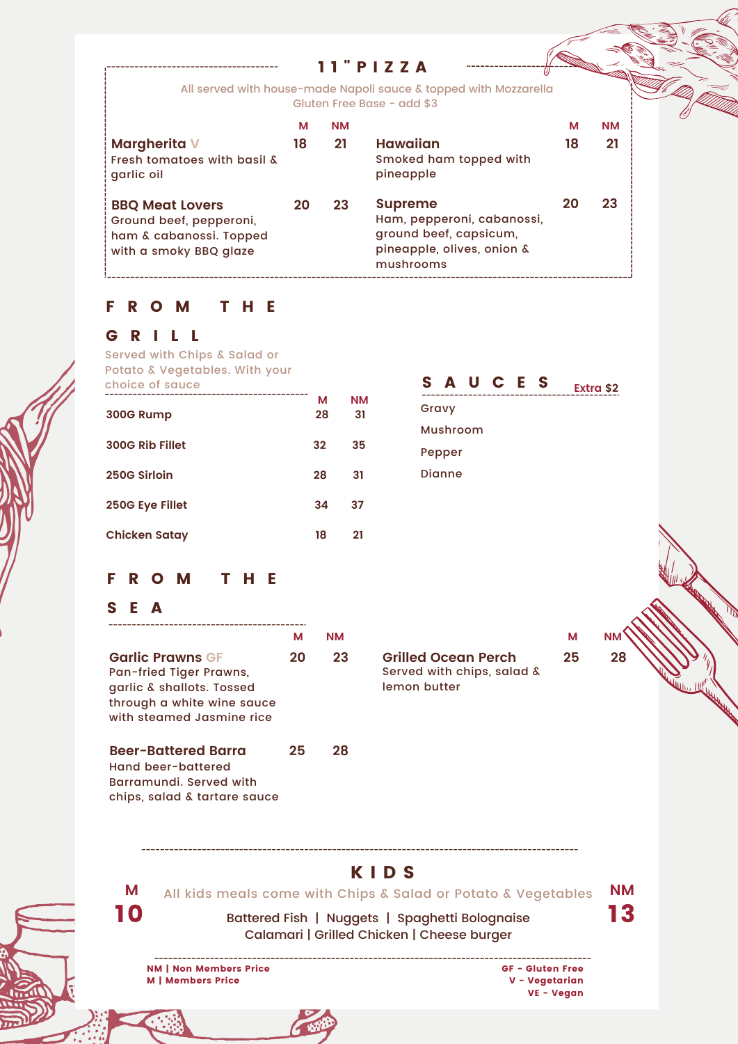## 11" PIZZA

All served with house-made Napoli sauce & topped with Mozzarella
Gluten Free Base - add $3

| | M | NM |
|---|---|---|
| **Margherita** V<br>Fresh tomatoes with basil & garlic oil | 18 | 21 |
| **BBQ Meat Lovers**<br>Ground beef, pepperoni, ham & cabanossi. Topped with a smoky BBQ glaze | 20 | 23 |
| **Hawaiian**<br>Smoked ham topped with pineapple | 18 | 21 |
| **Supreme**<br>Ham, pepperoni, cabanossi, ground beef, capsicum, pineapple, olives, onion & mushrooms | 20 | 23 |

## FROM THE GRILL

Served with Chips & Salad or Potato & Vegetables. With your choice of sauce

| | M | NM |
|---|---|---|
| **300G Rump** | 28 | 31 |
| **300G Rib Fillet** | 32 | 35 |
| **250G Sirloin** | 28 | 31 |
| **250G Eye Fillet** | 34 | 37 |
| **Chicken Satay** | 18 | 21 |

## SAUCES

Extra $2

- Gravy
- Mushroom
- Pepper
- Dianne

## FROM THE SEA

| | M | NM |
|---|---|---|
| **Garlic Prawns** GF<br>Pan-fried Tiger Prawns, garlic & shallots. Tossed through a white wine sauce with steamed Jasmine rice | 20 | 23 |
| **Beer-Battered Barra**<br>Hand beer-battered Barramundi. Served with chips, salad & tartare sauce | 25 | 28 |
| **Grilled Ocean Perch**<br>Served with chips, salad & lemon butter | 25 | 28 |

## KIDS

All kids meals come with Chips & Salad or Potato & Vegetables

**M 10** | **NM 13**

Battered Fish | Nuggets | Spaghetti Bolognaise
Calamari | Grilled Chicken | Cheese burger

**NM | Non Members Price**
**M | Members Price**

**GF - Gluten Free**
**V - Vegetarian**
**VE - Vegan**